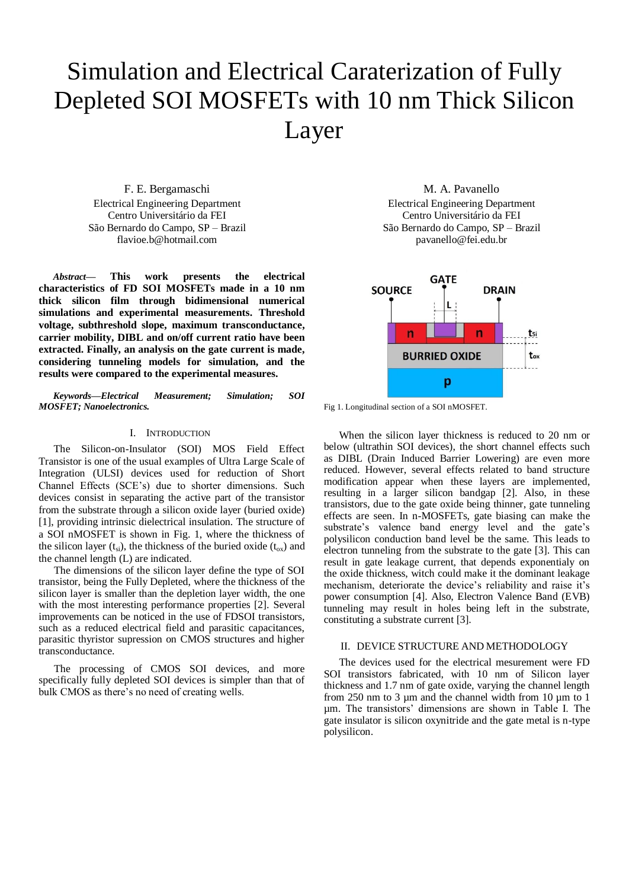# Simulation and Electrical Caraterization of Fully Depleted SOI MOSFETs with 10 nm Thick Silicon Layer

F. E. Bergamaschi
Electrical Engineering Department
Centro Universitário da FEI
São Bernardo do Campo, SP – Brazil
flavioe.b@hotmail.com

M. A. Pavanello
Electrical Engineering Department
Centro Universitário da FEI
São Bernardo do Campo, SP – Brazil
pavanello@fei.edu.br

***Abstract*— This work presents the electrical characteristics of FD SOI MOSFETs made in a 10 nm thick silicon film through bidimensional numerical simulations and experimental measurements. Threshold voltage, subthreshold slope, maximum transconductance, carrier mobility, DIBL and on/off current ratio have been extracted. Finally, an analysis on the gate current is made, considering tunneling models for simulation, and the results were compared to the experimental measures.**

***Keywords—Electrical Measurement; Simulation; SOI MOSFET; Nanoelectronics.***

## I. Introduction

The Silicon-on-Insulator (SOI) MOS Field Effect Transistor is one of the usual examples of Ultra Large Scale of Integration (ULSI) devices used for reduction of Short Channel Effects (SCE's) due to shorter dimensions. Such devices consist in separating the active part of the transistor from the substrate through a silicon oxide layer (buried oxide) [1], providing intrinsic dielectrical insulation. The structure of a SOI nMOSFET is shown in Fig. 1, where the thickness of the silicon layer ($t_{si}$), the thickness of the buried oxide ($t_{ox}$) and the channel length (L) are indicated.

The dimensions of the silicon layer define the type of SOI transistor, being the Fully Depleted, where the thickness of the silicon layer is smaller than the depletion layer width, the one with the most interesting performance properties [2]. Several improvements can be noticed in the use of FDSOI transistors, such as a reduced electrical field and parasitic capacitances, parasitic thyristor supression on CMOS structures and higher transconductance.

The processing of CMOS SOI devices, and more specifically fully depleted SOI devices is simpler than that of bulk CMOS as there's no need of creating wells.

Fig 1. Longitudinal section of a SOI nMOSFET.

When the silicon layer thickness is reduced to 20 nm or below (ultrathin SOI devices), the short channel effects such as DIBL (Drain Induced Barrier Lowering) are even more reduced. However, several effects related to band structure modification appear when these layers are implemented, resulting in a larger silicon bandgap [2]. Also, in these transistors, due to the gate oxide being thinner, gate tunneling effects are seen. In n-MOSFETs, gate biasing can make the substrate's valence band energy level and the gate's polysilicon conduction band level be the same. This leads to electron tunneling from the substrate to the gate [3]. This can result in gate leakage current, that depends exponentialy on the oxide thickness, witch could make it the dominant leakage mechanism, deteriorate the device's reliability and raise it's power consumption [4]. Also, Electron Valence Band (EVB) tunneling may result in holes being left in the substrate, constituting a substrate current [3].

## II. Device Structure and Methodology

The devices used for the electrical mesurement were FD SOI transistors fabricated, with 10 nm of Silicon layer thickness and 1.7 nm of gate oxide, varying the channel length from 250 nm to 3 µm and the channel width from 10 µm to 1 µm. The transistors' dimensions are shown in Table I. The gate insulator is silicon oxynitride and the gate metal is n-type polysilicon.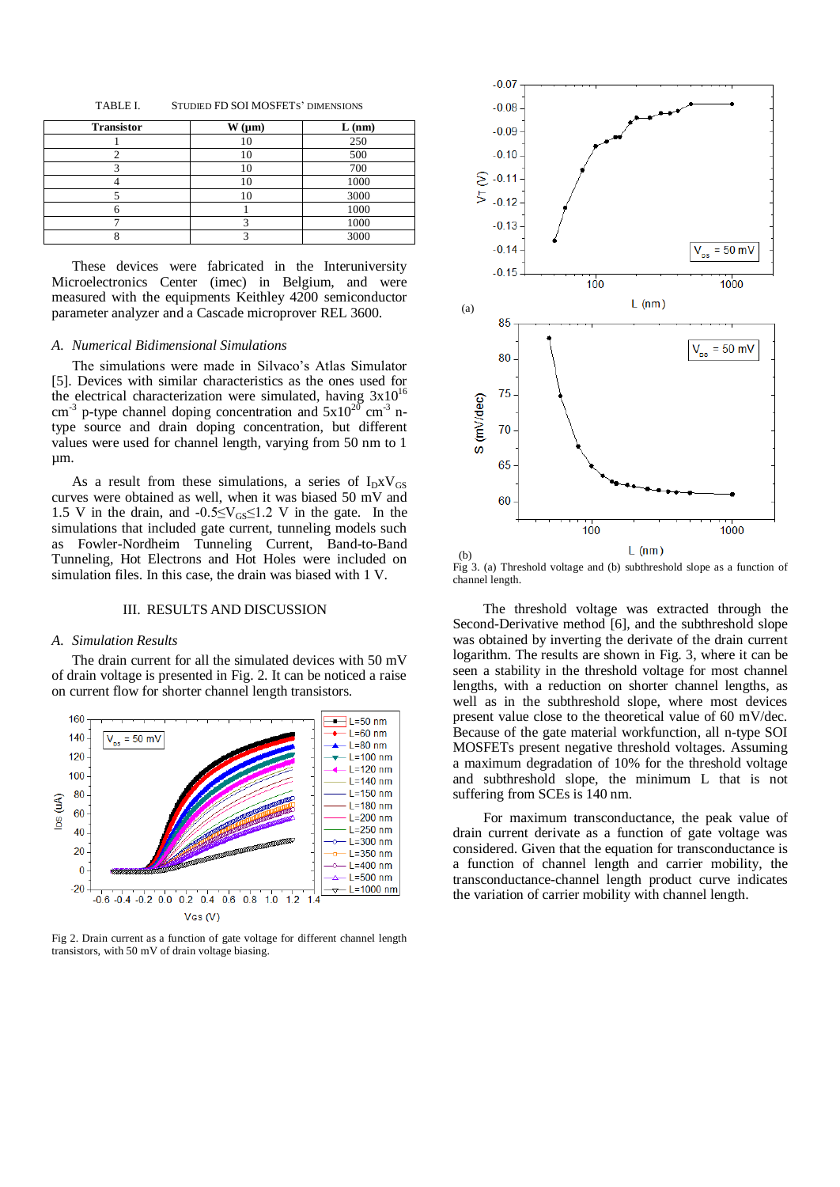TABLE I. STUDIED FD SOI MOSFETS' DIMENSIONS

| Transistor | W (µm) | L (nm) |
|---|---|---|
| 1 | 10 | 250 |
| 2 | 10 | 500 |
| 3 | 10 | 700 |
| 4 | 10 | 1000 |
| 5 | 10 | 3000 |
| 6 | 1 | 1000 |
| 7 | 3 | 1000 |
| 8 | 3 | 3000 |

These devices were fabricated in the Interuniversity Microelectronics Center (imec) in Belgium, and were measured with the equipments Keithley 4200 semiconductor parameter analyzer and a Cascade microprover REL 3600.

### *A. Numerical Bidimensional Simulations*

The simulations were made in Silvaco's Atlas Simulator [5]. Devices with similar characteristics as the ones used for the electrical characterization were simulated, having $3x10^{16}$ $cm^{-3}$ p-type channel doping concentration and $5x10^{20}$ $cm^{-3}$ n-type source and drain doping concentration, but different values were used for channel length, varying from 50 nm to 1 µm.

As a result from these simulations, a series of $I_D x V_{GS}$ curves were obtained as well, when it was biased 50 mV and 1.5 V in the drain, and $-0.5 \leq V_{GS} \leq 1.2$ V in the gate. In the simulations that included gate current, tunneling models such as Fowler-Nordheim Tunneling Current, Band-to-Band Tunneling, Hot Electrons and Hot Holes were included on simulation files. In this case, the drain was biased with 1 V.

## III. RESULTS AND DISCUSSION

### *A. Simulation Results*

The drain current for all the simulated devices with 50 mV of drain voltage is presented in Fig. 2. It can be noticed a raise on current flow for shorter channel length transistors.

Fig 2. Drain current as a function of gate voltage for different channel length transistors, with 50 mV of drain voltage biasing.

Fig 3. (a) Threshold voltage and (b) subthreshold slope as a function of channel length.

The threshold voltage was extracted through the Second-Derivative method [6], and the subthreshold slope was obtained by inverting the derivate of the drain current logarithm. The results are shown in Fig. 3, where it can be seen a stability in the threshold voltage for most channel lengths, with a reduction on shorter channel lengths, as well as in the subthreshold slope, where most devices present value close to the theoretical value of 60 mV/dec. Because of the gate material workfunction, all n-type SOI MOSFETs present negative threshold voltages. Assuming a maximum degradation of 10% for the threshold voltage and subthreshold slope, the minimum L that is not suffering from SCEs is 140 nm.

For maximum transconductance, the peak value of drain current derivate as a function of gate voltage was considered. Given that the equation for transconductance is a function of channel length and carrier mobility, the transconductance-channel length product curve indicates the variation of carrier mobility with channel length.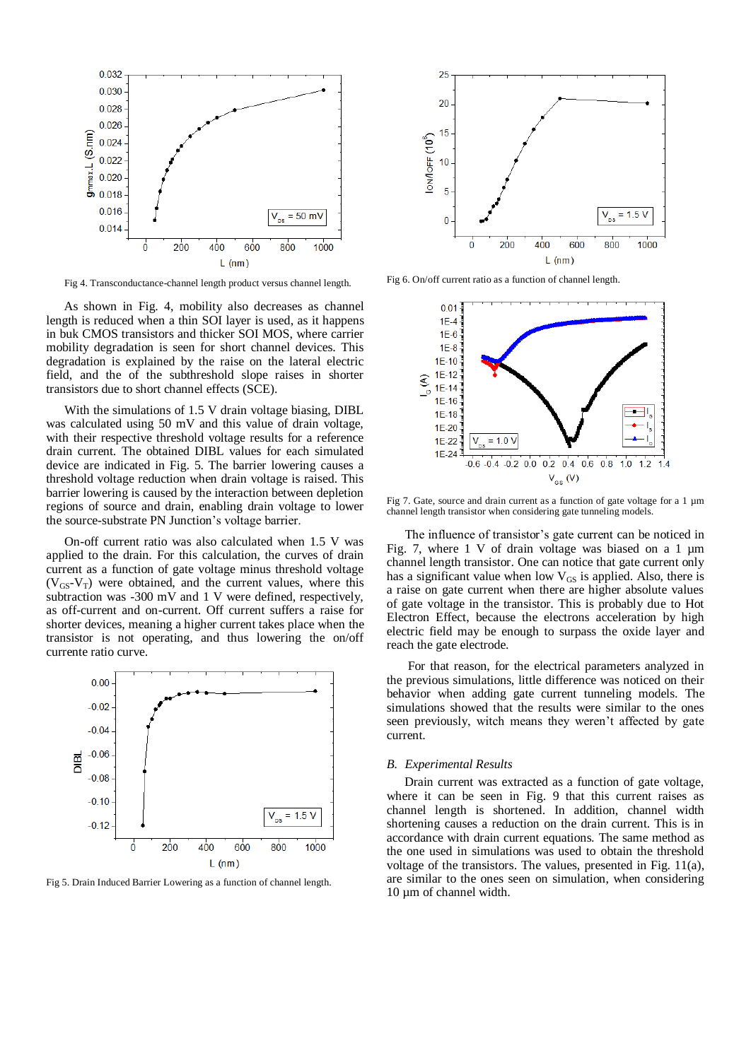Fig 4. Transconductance-channel length product versus channel length.

As shown in Fig. 4, mobility also decreases as channel length is reduced when a thin SOI layer is used, as it happens in buk CMOS transistors and thicker SOI MOS, where carrier mobility degradation is seen for short channel devices. This degradation is explained by the raise on the lateral electric field, and the of the subthreshold slope raises in shorter transistors due to short channel effects (SCE).

With the simulations of 1.5 V drain voltage biasing, DIBL was calculated using 50 mV and this value of drain voltage, with their respective threshold voltage results for a reference drain current. The obtained DIBL values for each simulated device are indicated in Fig. 5. The barrier lowering causes a threshold voltage reduction when drain voltage is raised. This barrier lowering is caused by the interaction between depletion regions of source and drain, enabling drain voltage to lower the source-substrate PN Junction's voltage barrier.

On-off current ratio was also calculated when 1.5 V was applied to the drain. For this calculation, the curves of drain current as a function of gate voltage minus threshold voltage ($V_{GS}$-$V_T$) were obtained, and the current values, where this subtraction was -300 mV and 1 V were defined, respectively, as off-current and on-current. Off current suffers a raise for shorter devices, meaning a higher current takes place when the transistor is not operating, and thus lowering the on/off currente ratio curve.

Fig 5. Drain Induced Barrier Lowering as a function of channel length.

Fig 6. On/off current ratio as a function of channel length.

Fig 7. Gate, source and drain current as a function of gate voltage for a 1 µm channel length transistor when considering gate tunneling models.

The influence of transistor's gate current can be noticed in Fig. 7, where 1 V of drain voltage was biased on a 1 µm channel length transistor. One can notice that gate current only has a significant value when low $V_{GS}$ is applied. Also, there is a raise on gate current when there are higher absolute values of gate voltage in the transistor. This is probably due to Hot Electron Effect, because the electrons acceleration by high electric field may be enough to surpass the oxide layer and reach the gate electrode.

For that reason, for the electrical parameters analyzed in the previous simulations, little difference was noticed on their behavior when adding gate current tunneling models. The simulations showed that the results were similar to the ones seen previously, witch means they weren't affected by gate current.

### *B. Experimental Results*

Drain current was extracted as a function of gate voltage, where it can be seen in Fig. 9 that this current raises as channel length is shortened. In addition, channel width shortening causes a reduction on the drain current. This is in accordance with drain current equations. The same method as the one used in simulations was used to obtain the threshold voltage of the transistors. The values, presented in Fig. 11(a), are similar to the ones seen on simulation, when considering 10 µm of channel width.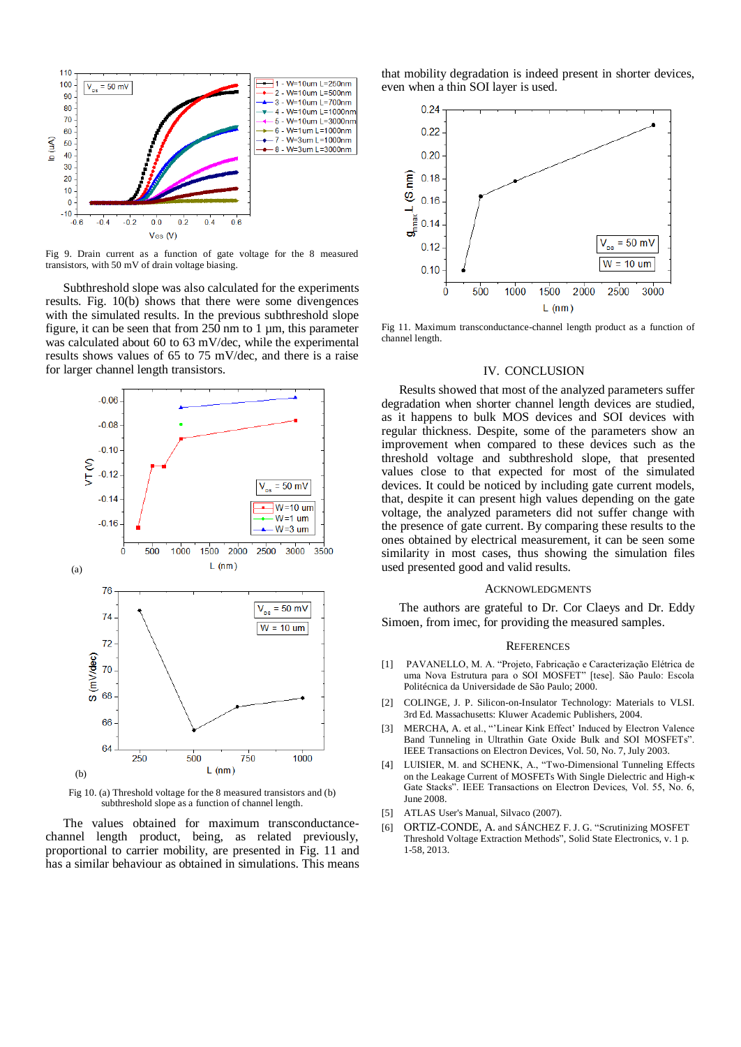110
100
90
80
70
60
50
40
30
20
10
0
-10

$V_{DS}$ = 50 mV

Id (uA)

-0.6 -0.4 -0.2 0.0 0.2 0.4 0.6

$V_{GS}$ (V)

1 - W=10um L=250nm
2 - W=10um L=500nm
3 - W=10um L=700nm
4 - W=10um L=1000nm
5 - W=10um L=3000nm
6 - W=1um L=1000nm
7 - W=3um L=1000nm
8 - W=3um L=3000nm

Fig 9. Drain current as a function of gate voltage for the 8 measured transistors, with 50 mV of drain voltage biasing.

Subthreshold slope was also calculated for the experiments results. Fig. 10(b) shows that there were some divergences with the simulated results. In the previous subthreshold slope figure, it can be seen that from 250 nm to 1 µm, this parameter was calculated about 60 to 63 mV/dec, while the experimental results shows values of 65 to 75 mV/dec, and there is a raise for larger channel length transistors.

-0.06
-0.08
-0.10
-0.12
-0.14
-0.16

VT (V)

$V_{DS}$ = 50 mV

W=10 um
W=1 um
W=3 um

0 500 1000 1500 2000 2500 3000 3500

L (nm)

(a)

76
74
72
70
68
66
64

S (mV/dec)

$V_{DS}$ = 50 mV

W = 10 um

250 500 750 1000

L (nm)

(b)

Fig 10. (a) Threshold voltage for the 8 measured transistors and (b) subthreshold slope as a function of channel length.

The values obtained for maximum transconductance-channel length product, being, as related previously, proportional to carrier mobility, are presented in Fig. 11 and has a similar behaviour as obtained in simulations. This means that mobility degradation is indeed present in shorter devices, even when a thin SOI layer is used.

0.24
0.22
0.20
0.18
0.16
0.14
0.12
0.10

$g_{mmax}$ L (S nm)

$V_{DS}$ = 50 mV

W = 10 um

0 500 1000 1500 2000 2500 3000

L (nm)

Fig 11. Maximum transconductance-channel length product as a function of channel length.

## IV. CONCLUSION

Results showed that most of the analyzed parameters suffer degradation when shorter channel length devices are studied, as it happens to bulk MOS devices and SOI devices with regular thickness. Despite, some of the parameters show an improvement when compared to these devices such as the threshold voltage and subthreshold slope, that presented values close to that expected for most of the simulated devices. It could be noticed by including gate current models, that, despite it can present high values depending on the gate voltage, the analyzed parameters did not suffer change with the presence of gate current. By comparing these results to the ones obtained by electrical measurement, it can be seen some similarity in most cases, thus showing the simulation files used presented good and valid results.

## ACKNOWLEDGMENTS

The authors are grateful to Dr. Cor Claeys and Dr. Eddy Simoen, from imec, for providing the measured samples.

## REFERENCES

[1] PAVANELLO, M. A. "Projeto, Fabricação e Caracterização Elétrica de uma Nova Estrutura para o SOI MOSFET" [tese]. São Paulo: Escola Politécnica da Universidade de São Paulo; 2000.

[2] COLINGE, J. P. Silicon-on-Insulator Technology: Materials to VLSI. 3rd Ed. Massachusetts: Kluwer Academic Publishers, 2004.

[3] MERCHA, A. et al., "'Linear Kink Effect' Induced by Electron Valence Band Tunneling in Ultrathin Gate Oxide Bulk and SOI MOSFETs". IEEE Transactions on Electron Devices, Vol. 50, No. 7, July 2003.

[4] LUISIER, M. and SCHENK, A., "Two-Dimensional Tunneling Effects on the Leakage Current of MOSFETs With Single Dielectric and High-κ Gate Stacks". IEEE Transactions on Electron Devices, Vol. 55, No. 6, June 2008.

[5] ATLAS User's Manual, Silvaco (2007).

[6] ORTIZ-CONDE, A. and SÁNCHEZ F. J. G. "Scrutinizing MOSFET Threshold Voltage Extraction Methods", Solid State Electronics, v. 1 p. 1-58, 2013.